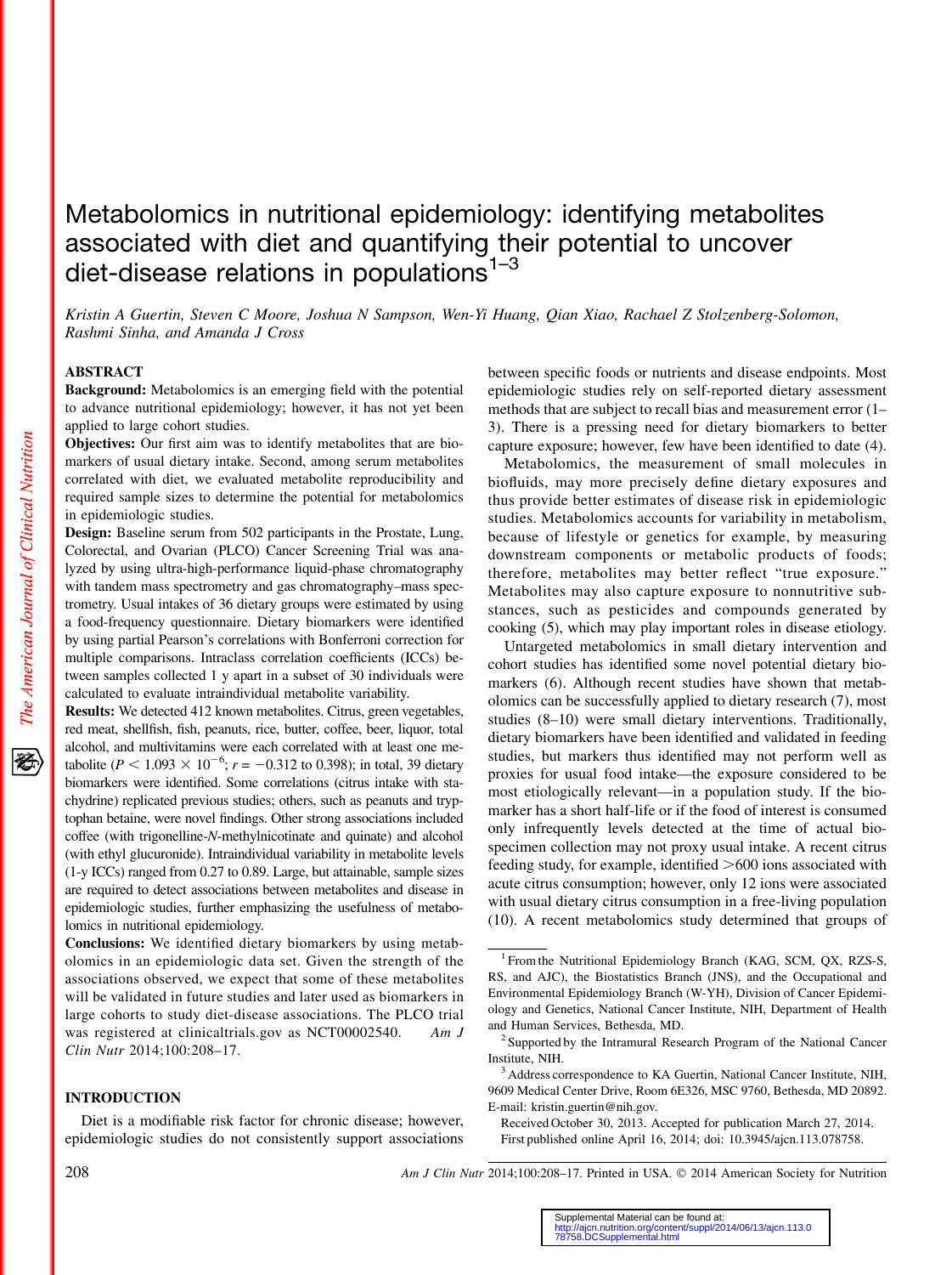# Metabolomics in nutritional epidemiology: identifying metabolites associated with diet and quantifying their potential to uncover diet-disease relations in populations[1–3]

*Kristin A Guertin, Steven C Moore, Joshua N Sampson, Wen-Yi Huang, Qian Xiao, Rachael Z Stolzenberg-Solomon, Rashmi Sinha, and Amanda J Cross*

## ABSTRACT

**Background:** Metabolomics is an emerging field with the potential to advance nutritional epidemiology; however, it has not yet been applied to large cohort studies.

**Objectives:** Our first aim was to identify metabolites that are biomarkers of usual dietary intake. Second, among serum metabolites correlated with diet, we evaluated metabolite reproducibility and required sample sizes to determine the potential for metabolomics in epidemiologic studies.

**Design:** Baseline serum from 502 participants in the Prostate, Lung, Colorectal, and Ovarian (PLCO) Cancer Screening Trial was analyzed by using ultra-high-performance liquid-phase chromatography with tandem mass spectrometry and gas chromatography–mass spectrometry. Usual intakes of 36 dietary groups were estimated by using a food-frequency questionnaire. Dietary biomarkers were identified by using partial Pearson's correlations with Bonferroni correction for multiple comparisons. Intraclass correlation coefficients (ICCs) between samples collected 1 y apart in a subset of 30 individuals were calculated to evaluate intraindividual metabolite variability.

**Results:** We detected 412 known metabolites. Citrus, green vegetables, red meat, shellfish, fish, peanuts, rice, butter, coffee, beer, liquor, total alcohol, and multivitamins were each correlated with at least one metabolite ($P < 1.093 \times 10^{-6}$; $r = -0.312$ to 0.398); in total, 39 dietary biomarkers were identified. Some correlations (citrus intake with stachydrine) replicated previous studies; others, such as peanuts and tryptophan betaine, were novel findings. Other strong associations included coffee (with trigonelline-*N*-methylnicotinate and quinate) and alcohol (with ethyl glucuronide). Intraindividual variability in metabolite levels (1-y ICCs) ranged from 0.27 to 0.89. Large, but attainable, sample sizes are required to detect associations between metabolites and disease in epidemiologic studies, further emphasizing the usefulness of metabolomics in nutritional epidemiology.

**Conclusions:** We identified dietary biomarkers by using metabolomics in an epidemiologic data set. Given the strength of the associations observed, we expect that some of these metabolites will be validated in future studies and later used as biomarkers in large cohorts to study diet-disease associations. The PLCO trial was registered at clinicaltrials.gov as NCT00002540. *Am J Clin Nutr* 2014;100:208–17.

## INTRODUCTION

Diet is a modifiable risk factor for chronic disease; however, epidemiologic studies do not consistently support associations between specific foods or nutrients and disease endpoints. Most epidemiologic studies rely on self-reported dietary assessment methods that are subject to recall bias and measurement error (1–3). There is a pressing need for dietary biomarkers to better capture exposure; however, few have been identified to date (4).

Metabolomics, the measurement of small molecules in biofluids, may more precisely define dietary exposures and thus provide better estimates of disease risk in epidemiologic studies. Metabolomics accounts for variability in metabolism, because of lifestyle or genetics for example, by measuring downstream components or metabolic products of foods; therefore, metabolites may better reflect "true exposure." Metabolites may also capture exposure to nonnutritive substances, such as pesticides and compounds generated by cooking (5), which may play important roles in disease etiology.

Untargeted metabolomics in small dietary intervention and cohort studies has identified some novel potential dietary biomarkers (6). Although recent studies have shown that metabolomics can be successfully applied to dietary research (7), most studies (8–10) were small dietary interventions. Traditionally, dietary biomarkers have been identified and validated in feeding studies, but markers thus identified may not perform well as proxies for usual food intake—the exposure considered to be most etiologically relevant—in a population study. If the biomarker has a short half-life or if the food of interest is consumed only infrequently levels detected at the time of actual biospecimen collection may not proxy usual intake. A recent citrus feeding study, for example, identified >600 ions associated with acute citrus consumption; however, only 12 ions were associated with usual dietary citrus consumption in a free-living population (10). A recent metabolomics study determined that groups of

---

[1] From the Nutritional Epidemiology Branch (KAG, SCM, QX, RZS-S, RS, and AJC), the Biostatistics Branch (JNS), and the Occupational and Environmental Epidemiology Branch (W-YH), Division of Cancer Epidemiology and Genetics, National Cancer Institute, NIH, Department of Health and Human Services, Bethesda, MD.

[2] Supported by the Intramural Research Program of the National Cancer Institute, NIH.

[3] Address correspondence to KA Guertin, National Cancer Institute, NIH, 9609 Medical Center Drive, Room 6E326, MSC 9760, Bethesda, MD 20892. E-mail: kristin.guertin@nih.gov.

Received October 30, 2013. Accepted for publication March 27, 2014.

First published online April 16, 2014; doi: 10.3945/ajcn.113.078758.

Supplemental Material can be found at: http://ajcn.nutrition.org/content/suppl/2014/06/13/ajcn.113.078758.DCSupplemental.html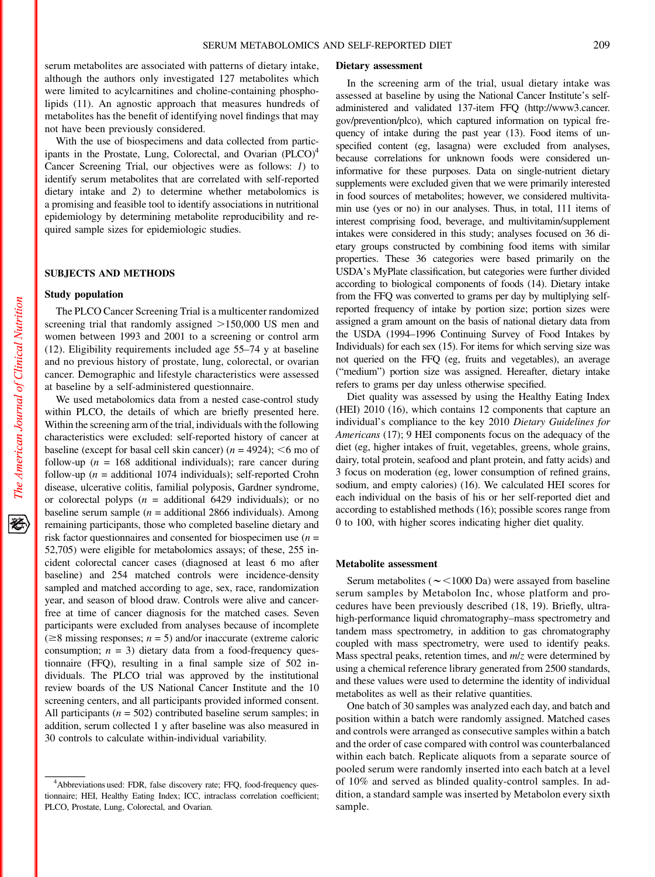serum metabolites are associated with patterns of dietary intake, although the authors only investigated 127 metabolites which were limited to acylcarnitines and choline-containing phospholipids (11). An agnostic approach that measures hundreds of metabolites has the benefit of identifying novel findings that may not have been previously considered.

With the use of biospecimens and data collected from participants in the Prostate, Lung, Colorectal, and Ovarian (PLCO)[4] Cancer Screening Trial, our objectives were as follows: *1*) to identify serum metabolites that are correlated with self-reported dietary intake and *2*) to determine whether metabolomics is a promising and feasible tool to identify associations in nutritional epidemiology by determining metabolite reproducibility and required sample sizes for epidemiologic studies.

## SUBJECTS AND METHODS

### Study population

The PLCO Cancer Screening Trial is a multicenter randomized screening trial that randomly assigned >150,000 US men and women between 1993 and 2001 to a screening or control arm (12). Eligibility requirements included age 55–74 y at baseline and no previous history of prostate, lung, colorectal, or ovarian cancer. Demographic and lifestyle characteristics were assessed at baseline by a self-administered questionnaire.

We used metabolomics data from a nested case-control study within PLCO, the details of which are briefly presented here. Within the screening arm of the trial, individuals with the following characteristics were excluded: self-reported history of cancer at baseline (except for basal cell skin cancer) ($n$ = 4924); <6 mo of follow-up ($n$ = 168 additional individuals); rare cancer during follow-up ($n$ = additional 1074 individuals); self-reported Crohn disease, ulcerative colitis, familial polyposis, Gardner syndrome, or colorectal polyps ($n$ = additional 6429 individuals); or no baseline serum sample ($n$ = additional 2866 individuals). Among remaining participants, those who completed baseline dietary and risk factor questionnaires and consented for biospecimen use ($n$ = 52,705) were eligible for metabolomics assays; of these, 255 incident colorectal cancer cases (diagnosed at least 6 mo after baseline) and 254 matched controls were incidence-density sampled and matched according to age, sex, race, randomization year, and season of blood draw. Controls were alive and cancer-free at time of cancer diagnosis for the matched cases. Seven participants were excluded from analyses because of incomplete (≥8 missing responses; $n$ = 5) and/or inaccurate (extreme caloric consumption; $n$ = 3) dietary data from a food-frequency questionnaire (FFQ), resulting in a final sample size of 502 individuals. The PLCO trial was approved by the institutional review boards of the US National Cancer Institute and the 10 screening centers, and all participants provided informed consent. All participants ($n$ = 502) contributed baseline serum samples; in addition, serum collected 1 y after baseline was also measured in 30 controls to calculate within-individual variability.

### Dietary assessment

In the screening arm of the trial, usual dietary intake was assessed at baseline by using the National Cancer Institute's self-administered and validated 137-item FFQ (http://www3.cancer.gov/prevention/plco), which captured information on typical frequency of intake during the past year (13). Food items of unspecified content (eg, lasagna) were excluded from analyses, because correlations for unknown foods were considered uninformative for these purposes. Data on single-nutrient dietary supplements were excluded given that we were primarily interested in food sources of metabolites; however, we considered multivitamin use (yes or no) in our analyses. Thus, in total, 111 items of interest comprising food, beverage, and multivitamin/supplement intakes were considered in this study; analyses focused on 36 dietary groups constructed by combining food items with similar properties. These 36 categories were based primarily on the USDA's MyPlate classification, but categories were further divided according to biological components of foods (14). Dietary intake from the FFQ was converted to grams per day by multiplying self-reported frequency of intake by portion size; portion sizes were assigned a gram amount on the basis of national dietary data from the USDA (1994–1996 Continuing Survey of Food Intakes by Individuals) for each sex (15). For items for which serving size was not queried on the FFQ (eg, fruits and vegetables), an average ("medium") portion size was assigned. Hereafter, dietary intake refers to grams per day unless otherwise specified.

Diet quality was assessed by using the Healthy Eating Index (HEI) 2010 (16), which contains 12 components that capture an individual's compliance to the key 2010 *Dietary Guidelines for Americans* (17); 9 HEI components focus on the adequacy of the diet (eg, higher intakes of fruit, vegetables, greens, whole grains, dairy, total protein, seafood and plant protein, and fatty acids) and 3 focus on moderation (eg, lower consumption of refined grains, sodium, and empty calories) (16). We calculated HEI scores for each individual on the basis of his or her self-reported diet and according to established methods (16); possible scores range from 0 to 100, with higher scores indicating higher diet quality.

### Metabolite assessment

Serum metabolites (~<1000 Da) were assayed from baseline serum samples by Metabolon Inc, whose platform and procedures have been previously described (18, 19). Briefly, ultrahigh-performance liquid chromatography–mass spectrometry and tandem mass spectrometry, in addition to gas chromatography coupled with mass spectrometry, were used to identify peaks. Mass spectral peaks, retention times, and $m/z$ were determined by using a chemical reference library generated from 2500 standards, and these values were used to determine the identity of individual metabolites as well as their relative quantities.

One batch of 30 samples was analyzed each day, and batch and position within a batch were randomly assigned. Matched cases and controls were arranged as consecutive samples within a batch and the order of case compared with control was counterbalanced within each batch. Replicate aliquots from a separate source of pooled serum were randomly inserted into each batch at a level of 10% and served as blinded quality-control samples. In addition, a standard sample was inserted by Metabolon every sixth sample.

---

[4] Abbreviations used: FDR, false discovery rate; FFQ, food-frequency questionnaire; HEI, Healthy Eating Index; ICC, intraclass correlation coefficient; PLCO, Prostate, Lung, Colorectal, and Ovarian.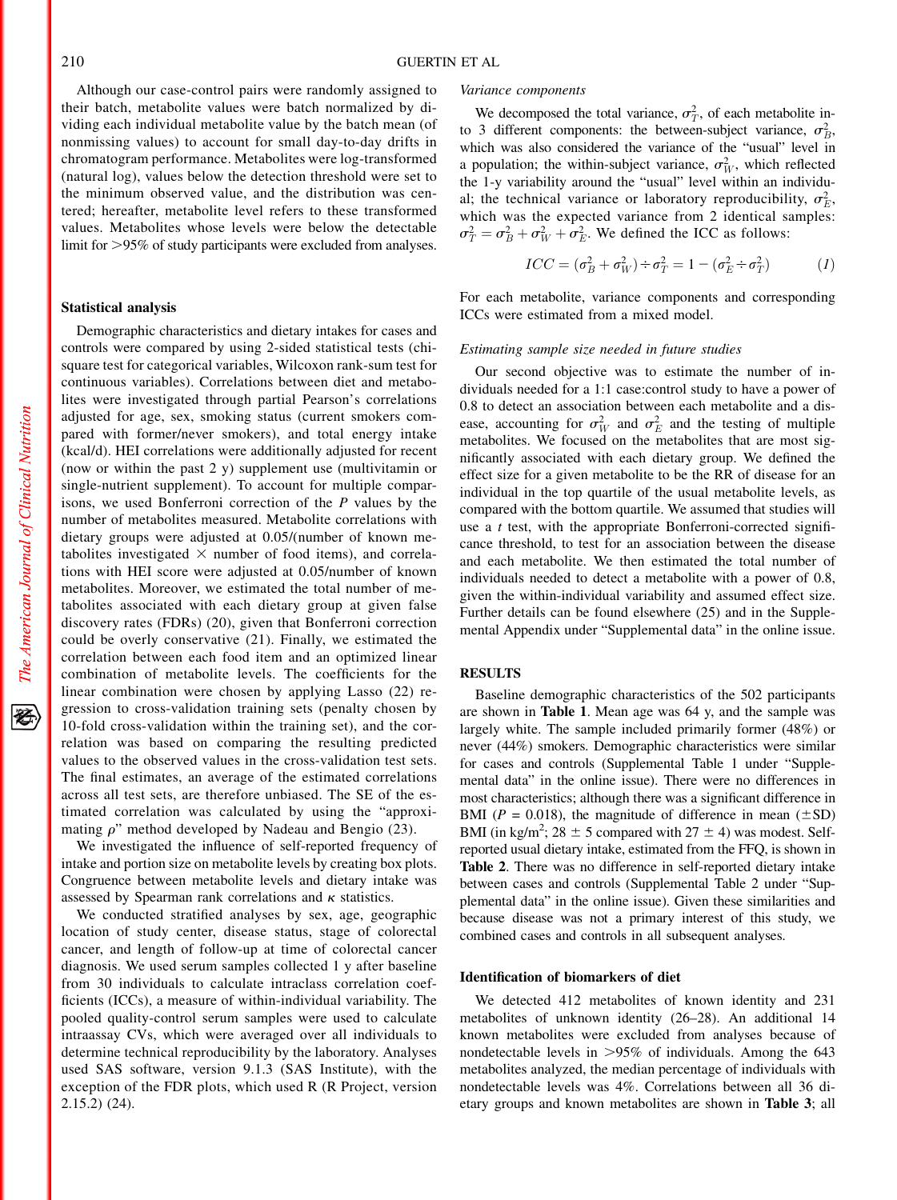Although our case-control pairs were randomly assigned to their batch, metabolite values were batch normalized by dividing each individual metabolite value by the batch mean (of nonmissing values) to account for small day-to-day drifts in chromatogram performance. Metabolites were log-transformed (natural log), values below the detection threshold were set to the minimum observed value, and the distribution was centered; hereafter, metabolite level refers to these transformed values. Metabolites whose levels were below the detectable limit for >95% of study participants were excluded from analyses.

### Statistical analysis

Demographic characteristics and dietary intakes for cases and controls were compared by using 2-sided statistical tests (chi-square test for categorical variables, Wilcoxon rank-sum test for continuous variables). Correlations between diet and metabolites were investigated through partial Pearson's correlations adjusted for age, sex, smoking status (current smokers compared with former/never smokers), and total energy intake (kcal/d). HEI correlations were additionally adjusted for recent (now or within the past 2 y) supplement use (multivitamin or single-nutrient supplement). To account for multiple comparisons, we used Bonferroni correction of the *P* values by the number of metabolites measured. Metabolite correlations with dietary groups were adjusted at 0.05/(number of known metabolites investigated × number of food items), and correlations with HEI score were adjusted at 0.05/number of known metabolites. Moreover, we estimated the total number of metabolites associated with each dietary group at given false discovery rates (FDRs) (20), given that Bonferroni correction could be overly conservative (21). Finally, we estimated the correlation between each food item and an optimized linear combination of metabolite levels. The coefficients for the linear combination were chosen by applying Lasso (22) regression to cross-validation training sets (penalty chosen by 10-fold cross-validation within the training set), and the correlation was based on comparing the resulting predicted values to the observed values in the cross-validation test sets. The final estimates, an average of the estimated correlations across all test sets, are therefore unbiased. The SE of the estimated correlation was calculated by using the "approximating $\rho$" method developed by Nadeau and Bengio (23).

We investigated the influence of self-reported frequency of intake and portion size on metabolite levels by creating box plots. Congruence between metabolite levels and dietary intake was assessed by Spearman rank correlations and $\kappa$ statistics.

We conducted stratified analyses by sex, age, geographic location of study center, disease status, stage of colorectal cancer, and length of follow-up at time of colorectal cancer diagnosis. We used serum samples collected 1 y after baseline from 30 individuals to calculate intraclass correlation coefficients (ICCs), a measure of within-individual variability. The pooled quality-control serum samples were used to calculate intraassay CVs, which were averaged over all individuals to determine technical reproducibility by the laboratory. Analyses used SAS software, version 9.1.3 (SAS Institute), with the exception of the FDR plots, which used R (R Project, version 2.15.2) (24).

#### *Variance components*

We decomposed the total variance, $\sigma_T^2$, of each metabolite into 3 different components: the between-subject variance, $\sigma_B^2$, which was also considered the variance of the "usual" level in a population; the within-subject variance, $\sigma_W^2$, which reflected the 1-y variability around the "usual" level within an individual; the technical variance or laboratory reproducibility, $\sigma_E^2$, which was the expected variance from 2 identical samples: $\sigma_T^2 = \sigma_B^2 + \sigma_W^2 + \sigma_E^2$. We defined the ICC as follows:

$$ICC = (\sigma_B^2 + \sigma_W^2) \div \sigma_T^2 = 1 - (\sigma_E^2 \div \sigma_T^2) \qquad (1)$$

For each metabolite, variance components and corresponding ICCs were estimated from a mixed model.

#### *Estimating sample size needed in future studies*

Our second objective was to estimate the number of individuals needed for a 1:1 case:control study to have a power of 0.8 to detect an association between each metabolite and a disease, accounting for $\sigma_W^2$ and $\sigma_E^2$ and the testing of multiple metabolites. We focused on the metabolites that are most significantly associated with each dietary group. We defined the effect size for a given metabolite to be the RR of disease for an individual in the top quartile of the usual metabolite levels, as compared with the bottom quartile. We assumed that studies will use a *t* test, with the appropriate Bonferroni-corrected significance threshold, to test for an association between the disease and each metabolite. We then estimated the total number of individuals needed to detect a metabolite with a power of 0.8, given the within-individual variability and assumed effect size. Further details can be found elsewhere (25) and in the Supplemental Appendix under "Supplemental data" in the online issue.

## RESULTS

Baseline demographic characteristics of the 502 participants are shown in **Table 1**. Mean age was 64 y, and the sample was largely white. The sample included primarily former (48%) or never (44%) smokers. Demographic characteristics were similar for cases and controls (Supplemental Table 1 under "Supplemental data" in the online issue). There were no differences in most characteristics; although there was a significant difference in BMI ($P$ = 0.018), the magnitude of difference in mean (±SD) BMI (in kg/m$^2$; 28 ± 5 compared with 27 ± 4) was modest. Self-reported usual dietary intake, estimated from the FFQ, is shown in **Table 2**. There was no difference in self-reported dietary intake between cases and controls (Supplemental Table 2 under "Supplemental data" in the online issue). Given these similarities and because disease was not a primary interest of this study, we combined cases and controls in all subsequent analyses.

### Identification of biomarkers of diet

We detected 412 metabolites of known identity and 231 metabolites of unknown identity (26–28). An additional 14 known metabolites were excluded from analyses because of nondetectable levels in >95% of individuals. Among the 643 metabolites analyzed, the median percentage of individuals with nondetectable levels was 4%. Correlations between all 36 dietary groups and known metabolites are shown in **Table 3**; all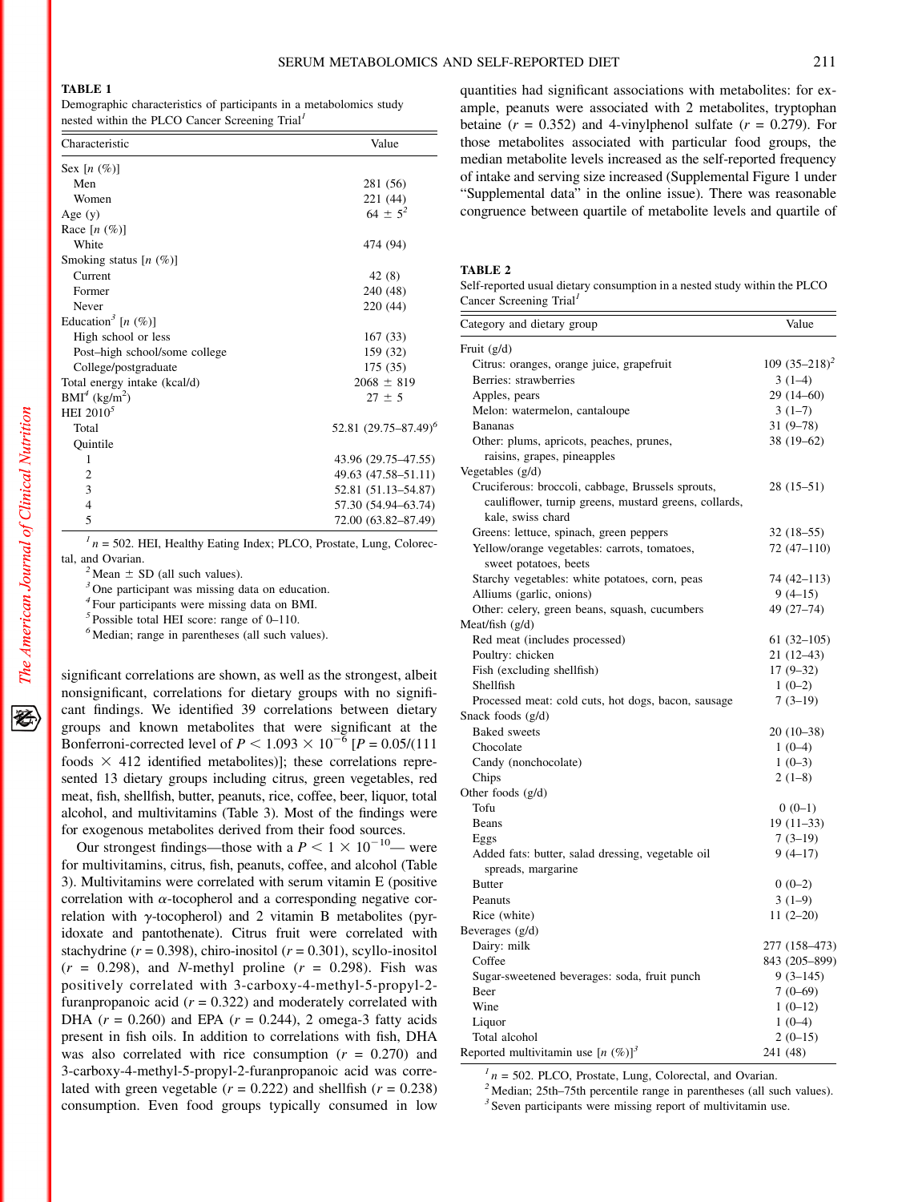**TABLE 1**
Demographic characteristics of participants in a metabolomics study nested within the PLCO Cancer Screening Trial[1]

| Characteristic | Value |
|---|---|
| Sex [n (%)] | |
| Men | 281 (56) |
| Women | 221 (44) |
| Age (y) | 64 ± 5[2] |
| Race [n (%)] | |
| White | 474 (94) |
| Smoking status [n (%)] | |
| Current | 42 (8) |
| Former | 240 (48) |
| Never | 220 (44) |
| Education[3] [n (%)] | |
| High school or less | 167 (33) |
| Post–high school/some college | 159 (32) |
| College/postgraduate | 175 (35) |
| Total energy intake (kcal/d) | 2068 ± 819 |
| BMI[4] (kg/m$^2$) | 27 ± 5 |
| HEI 2010[5] | |
| Total | 52.81 (29.75–87.49)[6] |
| Quintile | |
| 1 | 43.96 (29.75–47.55) |
| 2 | 49.63 (47.58–51.11) |
| 3 | 52.81 (51.13–54.87) |
| 4 | 57.30 (54.94–63.74) |
| 5 | 72.00 (63.82–87.49) |

[1] n = 502. HEI, Healthy Eating Index; PLCO, Prostate, Lung, Colorectal, and Ovarian.
[2] Mean ± SD (all such values).
[3] One participant was missing data on education.
[4] Four participants were missing data on BMI.
[5] Possible total HEI score: range of 0–110.
[6] Median; range in parentheses (all such values).

significant correlations are shown, as well as the strongest, albeit nonsignificant, correlations for dietary groups with no significant findings. We identified 39 correlations between dietary groups and known metabolites that were significant at the Bonferroni-corrected level of $P < 1.093 \times 10^{-6}$ [$P = 0.05/(111 \text{ foods} \times 412 \text{ identified metabolites})$]; these correlations represented 13 dietary groups including citrus, green vegetables, red meat, fish, shellfish, butter, peanuts, rice, coffee, beer, liquor, total alcohol, and multivitamins (Table 3). Most of the findings were for exogenous metabolites derived from their food sources.

Our strongest findings—those with a $P < 1 \times 10^{-10}$— were for multivitamins, citrus, fish, peanuts, coffee, and alcohol (Table 3). Multivitamins were correlated with serum vitamin E (positive correlation with α-tocopherol and a corresponding negative correlation with γ-tocopherol) and 2 vitamin B metabolites (pyridoxate and pantothenate). Citrus fruit were correlated with stachydrine ($r = 0.398$), chiro-inositol ($r = 0.301$), scyllo-inositol ($r = 0.298$), and *N*-methyl proline ($r = 0.298$). Fish was positively correlated with 3-carboxy-4-methyl-5-propyl-2-furanpropanoic acid ($r = 0.322$) and moderately correlated with DHA ($r = 0.260$) and EPA ($r = 0.244$), 2 omega-3 fatty acids present in fish oils. In addition to correlations with fish, DHA was also correlated with rice consumption ($r = 0.270$) and 3-carboxy-4-methyl-5-propyl-2-furanpropanoic acid was correlated with green vegetable ($r = 0.222$) and shellfish ($r = 0.238$) consumption. Even food groups typically consumed in low quantities had significant associations with metabolites: for example, peanuts were associated with 2 metabolites, tryptophan betaine ($r = 0.352$) and 4-vinylphenol sulfate ($r = 0.279$). For those metabolites associated with particular food groups, the median metabolite levels increased as the self-reported frequency of intake and serving size increased (Supplemental Figure 1 under "Supplemental data" in the online issue). There was reasonable congruence between quartile of metabolite levels and quartile of

**TABLE 2**
Self-reported usual dietary consumption in a nested study within the PLCO Cancer Screening Trial[1]

| Category and dietary group | Value |
|---|---|
| Fruit (g/d) | |
| Citrus: oranges, orange juice, grapefruit | 109 (35–218)[2] |
| Berries: strawberries | 3 (1–4) |
| Apples, pears | 29 (14–60) |
| Melon: watermelon, cantaloupe | 3 (1–7) |
| Bananas | 31 (9–78) |
| Other: plums, apricots, peaches, prunes, raisins, grapes, pineapples | 38 (19–62) |
| Vegetables (g/d) | |
| Cruciferous: broccoli, cabbage, Brussels sprouts, cauliflower, turnip greens, mustard greens, collards, kale, swiss chard | 28 (15–51) |
| Greens: lettuce, spinach, green peppers | 32 (18–55) |
| Yellow/orange vegetables: carrots, tomatoes, sweet potatoes, beets | 72 (47–110) |
| Starchy vegetables: white potatoes, corn, peas | 74 (42–113) |
| Alliums (garlic, onions) | 9 (4–15) |
| Other: celery, green beans, squash, cucumbers | 49 (27–74) |
| Meat/fish (g/d) | |
| Red meat (includes processed) | 61 (32–105) |
| Poultry: chicken | 21 (12–43) |
| Fish (excluding shellfish) | 17 (9–32) |
| Shellfish | 1 (0–2) |
| Processed meat: cold cuts, hot dogs, bacon, sausage | 7 (3–19) |
| Snack foods (g/d) | |
| Baked sweets | 20 (10–38) |
| Chocolate | 1 (0–4) |
| Candy (nonchocolate) | 1 (0–3) |
| Chips | 2 (1–8) |
| Other foods (g/d) | |
| Tofu | 0 (0–1) |
| Beans | 19 (11–33) |
| Eggs | 7 (3–19) |
| Added fats: butter, salad dressing, vegetable oil spreads, margarine | 9 (4–17) |
| Butter | 0 (0–2) |
| Peanuts | 3 (1–9) |
| Rice (white) | 11 (2–20) |
| Beverages (g/d) | |
| Dairy: milk | 277 (158–473) |
| Coffee | 843 (205–899) |
| Sugar-sweetened beverages: soda, fruit punch | 9 (3–145) |
| Beer | 7 (0–69) |
| Wine | 1 (0–12) |
| Liquor | 1 (0–4) |
| Total alcohol | 2 (0–15) |
| Reported multivitamin use [n (%)][3] | 241 (48) |

[1] n = 502. PLCO, Prostate, Lung, Colorectal, and Ovarian.
[2] Median; 25th–75th percentile range in parentheses (all such values).
[3] Seven participants were missing report of multivitamin use.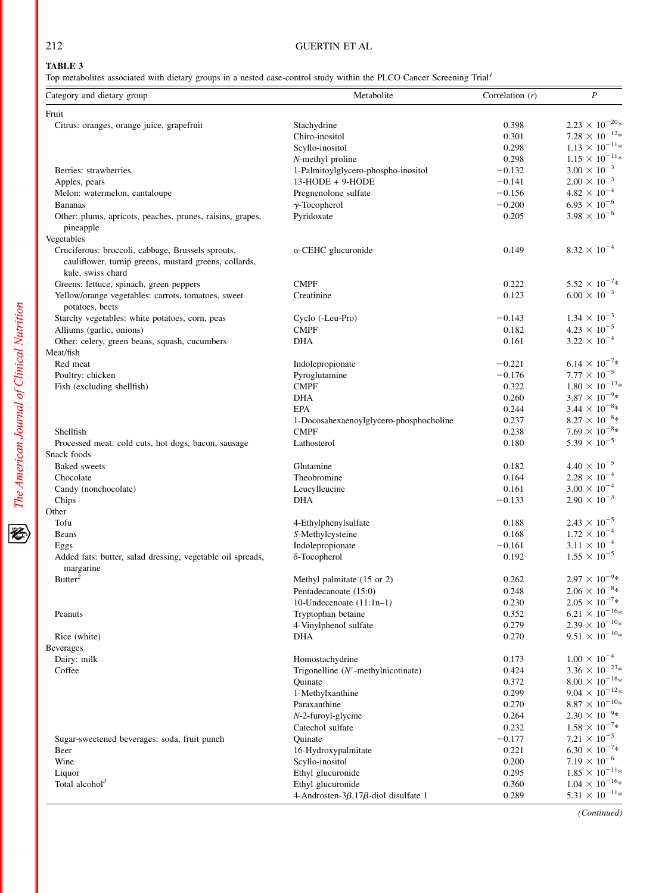**TABLE 3**
Top metabolites associated with dietary groups in a nested case-control study within the PLCO Cancer Screening Trial[1]

| Category and dietary group | Metabolite | Correlation ($r$) | $P$ |
|---|---|---|---|
| Fruit | | | |
| Citrus: oranges, orange juice, grapefruit | Stachydrine | 0.398 | $2.23 \times 10^{-20}$* |
| | Chiro-inositol | 0.301 | $7.28 \times 10^{-12}$* |
| | Scyllo-inositol | 0.298 | $1.13 \times 10^{-11}$* |
| | *N*-methyl proline | 0.298 | $1.15 \times 10^{-11}$* |
| Berries: strawberries | 1-Palmitoylglycero-phospho-inositol | −0.132 | $3.00 \times 10^{-3}$ |
| Apples, pears | 13-HODE + 9-HODE | −0.141 | $2.00 \times 10^{-3}$ |
| Melon: watermelon, cantaloupe | Pregnenolone sulfate | −0.156 | $4.82 \times 10^{-4}$ |
| Bananas | γ-Tocopherol | −0.200 | $6.93 \times 10^{-6}$ |
| Other: plums, apricots, peaches, prunes, raisins, grapes, pineapple | Pyridoxate | 0.205 | $3.98 \times 10^{-6}$ |
| Vegetables | | | |
| Cruciferous: broccoli, cabbage, Brussels sprouts, cauliflower, turnip greens, mustard greens, collards, kale, swiss chard | α-CEHC glucuronide | 0.149 | $8.32 \times 10^{-4}$ |
| Greens: lettuce, spinach, green peppers | CMPF | 0.222 | $5.52 \times 10^{-7}$* |
| Yellow/orange vegetables: carrots, tomatoes, sweet potatoes, beets | Creatinine | 0.123 | $6.00 \times 10^{-3}$ |
| Starchy vegetables: white potatoes, corn, peas | Cyclo (-Leu-Pro) | −0.143 | $1.34 \times 10^{-3}$ |
| Alliums (garlic, onions) | CMPF | 0.182 | $4.23 \times 10^{-5}$ |
| Other: celery, green beans, squash, cucumbers | DHA | 0.161 | $3.22 \times 10^{-4}$ |
| Meat/fish | | | |
| Red meat | Indolepropionate | −0.221 | $6.14 \times 10^{-7}$* |
| Poultry: chicken | Pyroglutamine | −0.176 | $7.77 \times 10^{-5}$ |
| Fish (excluding shellfish) | CMPF | 0.322 | $1.80 \times 10^{-13}$* |
| | DHA | 0.260 | $3.87 \times 10^{-9}$* |
| | EPA | 0.244 | $3.44 \times 10^{-8}$* |
| | 1-Docosahexaenoylglycero-phosphocholine | 0.237 | $8.27 \times 10^{-8}$* |
| Shellfish | CMPF | 0.238 | $7.69 \times 10^{-8}$* |
| Processed meat: cold cuts, hot dogs, bacon, sausage | Lathosterol | 0.180 | $5.39 \times 10^{-5}$ |
| Snack foods | | | |
| Baked sweets | Glutamine | 0.182 | $4.40 \times 10^{-5}$ |
| Chocolate | Theobromine | 0.164 | $2.28 \times 10^{-4}$ |
| Candy (nonchocolate) | Leucylleucine | 0.161 | $3.00 \times 10^{-4}$ |
| Chips | DHA | −0.133 | $2.90 \times 10^{-3}$ |
| Other | | | |
| Tofu | 4-Ethylphenylsulfate | 0.188 | $2.43 \times 10^{-5}$ |
| Beans | *S*-Methylcysteine | 0.168 | $1.72 \times 10^{-4}$ |
| Eggs | Indolepropionate | −0.161 | $3.11 \times 10^{-4}$ |
| Added fats: butter, salad dressing, vegetable oil spreads, margarine | δ-Tocopherol | 0.192 | $1.55 \times 10^{-5}$ |
| Butter[2] | Methyl palmitate (15 or 2) | 0.262 | $2.97 \times 10^{-9}$* |
| | Pentadecanoate (15:0) | 0.248 | $2.06 \times 10^{-8}$* |
| | 10-Undecenoate (11:1n–1) | 0.230 | $2.05 \times 10^{-7}$* |
| Peanuts | Tryptophan betaine | 0.352 | $6.21 \times 10^{-16}$* |
| | 4-Vinylphenol sulfate | 0.279 | $2.39 \times 10^{-10}$* |
| Rice (white) | DHA | 0.270 | $9.51 \times 10^{-10}$* |
| Beverages | | | |
| Dairy: milk | Homostachydrine | 0.173 | $1.00 \times 10^{-4}$ |
| Coffee | Trigonelline (*N′*-methylnicotinate) | 0.424 | $3.36 \times 10^{-23}$* |
| | Quinate | 0.372 | $8.00 \times 10^{-18}$* |
| | 1-Methylxanthine | 0.299 | $9.04 \times 10^{-12}$* |
| | Paraxanthine | 0.270 | $8.87 \times 10^{-10}$* |
| | *N*-2-furoyl-glycine | 0.264 | $2.30 \times 10^{-9}$* |
| | Catechol sulfate | 0.232 | $1.58 \times 10^{-7}$* |
| Sugar-sweetened beverages: soda, fruit punch | Quinate | −0.177 | $7.21 \times 10^{-5}$ |
| Beer | 16-Hydroxypalmitate | 0.221 | $6.30 \times 10^{-7}$* |
| Wine | Scyllo-inositol | 0.200 | $7.19 \times 10^{-6}$ |
| Liquor | Ethyl glucuronide | 0.295 | $1.85 \times 10^{-11}$* |
| Total alcohol[3] | Ethyl glucuronide | 0.360 | $1.04 \times 10^{-16}$* |
| | 4-Androsten-3β,17β-diol disulfate 1 | 0.289 | $5.31 \times 10^{-11}$* |

*(Continued)*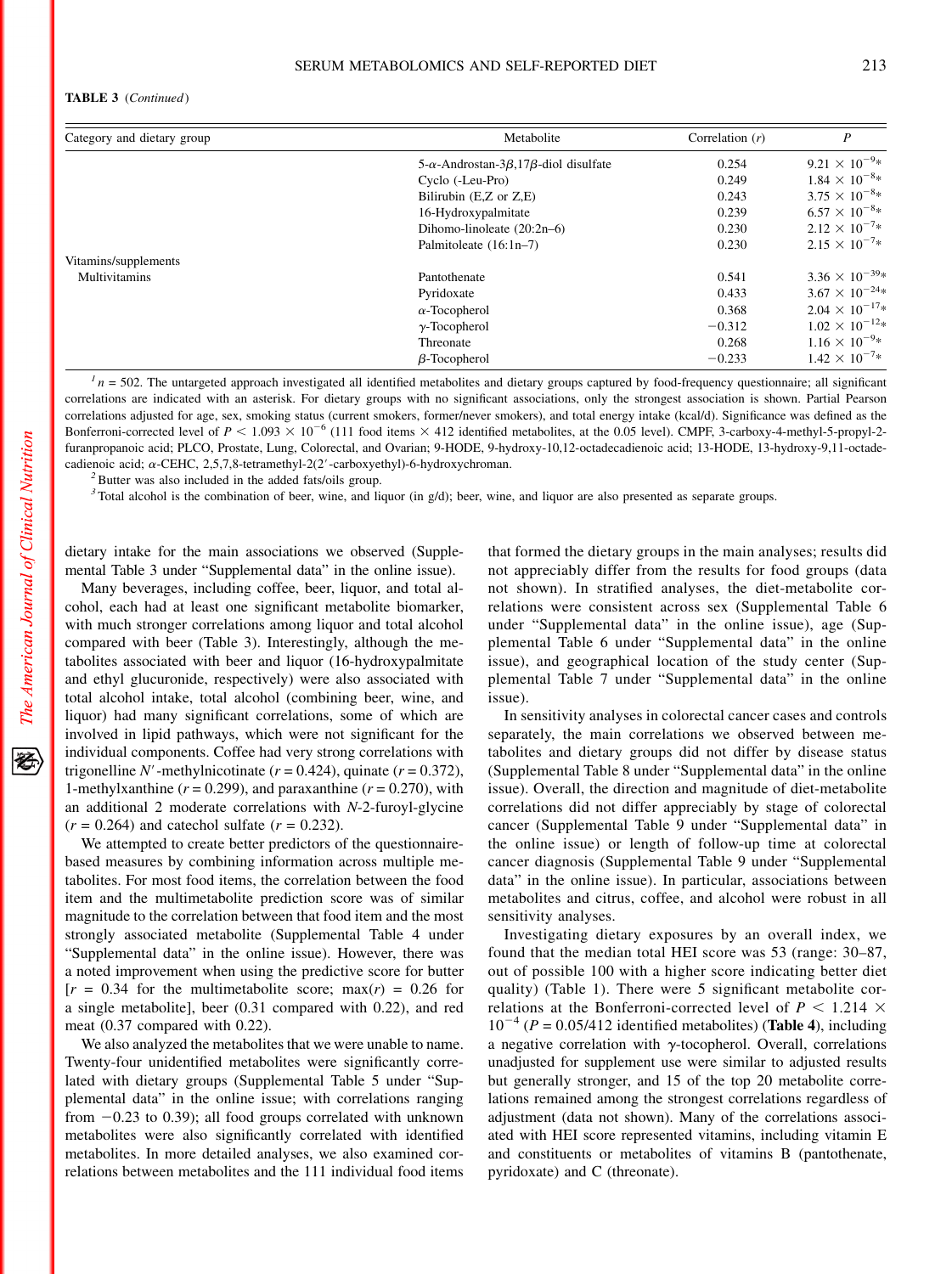**TABLE 3** (*Continued*)

| Category and dietary group | Metabolite | Correlation ($r$) | $P$ |
|---|---|---|---|
| | 5-$\alpha$-Androstan-3$\beta$,17$\beta$-diol disulfate | 0.254 | $9.21 \times 10^{-9}$* |
| | Cyclo (-Leu-Pro) | 0.249 | $1.84 \times 10^{-8}$* |
| | Bilirubin (E,Z or Z,E) | 0.243 | $3.75 \times 10^{-8}$* |
| | 16-Hydroxypalmitate | 0.239 | $6.57 \times 10^{-8}$* |
| | Dihomo-linoleate (20:2n–6) | 0.230 | $2.12 \times 10^{-7}$* |
| | Palmitoleate (16:1n–7) | 0.230 | $2.15 \times 10^{-7}$* |
| Vitamins/supplements | | | |
| Multivitamins | Pantothenate | 0.541 | $3.36 \times 10^{-39}$* |
| | Pyridoxate | 0.433 | $3.67 \times 10^{-24}$* |
| | $\alpha$-Tocopherol | 0.368 | $2.04 \times 10^{-17}$* |
| | $\gamma$-Tocopherol | −0.312 | $1.02 \times 10^{-12}$* |
| | Threonate | 0.268 | $1.16 \times 10^{-9}$* |
| | $\beta$-Tocopherol | −0.233 | $1.42 \times 10^{-7}$* |

[1] $n$ = 502. The untargeted approach investigated all identified metabolites and dietary groups captured by food-frequency questionnaire; all significant correlations are indicated with an asterisk. For dietary groups with no significant associations, only the strongest association is shown. Partial Pearson correlations adjusted for age, sex, smoking status (current smokers, former/never smokers), and total energy intake (kcal/d). Significance was defined as the Bonferroni-corrected level of $P < 1.093 \times 10^{-6}$ (111 food items × 412 identified metabolites, at the 0.05 level). CMPF, 3-carboxy-4-methyl-5-propyl-2-furanpropanoic acid; PLCO, Prostate, Lung, Colorectal, and Ovarian; 9-HODE, 9-hydroxy-10,12-octadecadienoic acid; 13-HODE, 13-hydroxy-9,11-octadecadienoic acid; $\alpha$-CEHC, 2,5,7,8-tetramethyl-2(2′-carboxyethyl)-6-hydroxychroman.

[2] Butter was also included in the added fats/oils group.

[3] Total alcohol is the combination of beer, wine, and liquor (in g/d); beer, wine, and liquor are also presented as separate groups.

dietary intake for the main associations we observed (Supplemental Table 3 under "Supplemental data" in the online issue).

Many beverages, including coffee, beer, liquor, and total alcohol, each had at least one significant metabolite biomarker, with much stronger correlations among liquor and total alcohol compared with beer (Table 3). Interestingly, although the metabolites associated with beer and liquor (16-hydroxypalmitate and ethyl glucuronide, respectively) were also associated with total alcohol intake, total alcohol (combining beer, wine, and liquor) had many significant correlations, some of which are involved in lipid pathways, which were not significant for the individual components. Coffee had very strong correlations with trigonelline $N'$-methylnicotinate ($r$ = 0.424), quinate ($r$ = 0.372), 1-methylxanthine ($r$ = 0.299), and paraxanthine ($r$ = 0.270), with an additional 2 moderate correlations with $N$-2-furoyl-glycine ($r$ = 0.264) and catechol sulfate ($r$ = 0.232).

We attempted to create better predictors of the questionnaire-based measures by combining information across multiple metabolites. For most food items, the correlation between the food item and the multimetabolite prediction score was of similar magnitude to the correlation between that food item and the most strongly associated metabolite (Supplemental Table 4 under "Supplemental data" in the online issue). However, there was a noted improvement when using the predictive score for butter [$r$ = 0.34 for the multimetabolite score; max($r$) = 0.26 for a single metabolite], beer (0.31 compared with 0.22), and red meat (0.37 compared with 0.22).

We also analyzed the metabolites that we were unable to name. Twenty-four unidentified metabolites were significantly correlated with dietary groups (Supplemental Table 5 under "Supplemental data" in the online issue; with correlations ranging from −0.23 to 0.39); all food groups correlated with unknown metabolites were also significantly correlated with identified metabolites. In more detailed analyses, we also examined correlations between metabolites and the 111 individual food items that formed the dietary groups in the main analyses; results did not appreciably differ from the results for food groups (data not shown). In stratified analyses, the diet-metabolite correlations were consistent across sex (Supplemental Table 6 under "Supplemental data" in the online issue), age (Supplemental Table 6 under "Supplemental data" in the online issue), and geographical location of the study center (Supplemental Table 7 under "Supplemental data" in the online issue).

In sensitivity analyses in colorectal cancer cases and controls separately, the main correlations we observed between metabolites and dietary groups did not differ by disease status (Supplemental Table 8 under "Supplemental data" in the online issue). Overall, the direction and magnitude of diet-metabolite correlations did not differ appreciably by stage of colorectal cancer (Supplemental Table 9 under "Supplemental data" in the online issue) or length of follow-up time at colorectal cancer diagnosis (Supplemental Table 9 under "Supplemental data" in the online issue). In particular, associations between metabolites and citrus, coffee, and alcohol were robust in all sensitivity analyses.

Investigating dietary exposures by an overall index, we found that the median total HEI score was 53 (range: 30–87, out of possible 100 with a higher score indicating better diet quality) (Table 1). There were 5 significant metabolite correlations at the Bonferroni-corrected level of $P < 1.214 \times 10^{-4}$ ($P$ = 0.05/412 identified metabolites) (**Table 4**), including a negative correlation with $\gamma$-tocopherol. Overall, correlations unadjusted for supplement use were similar to adjusted results but generally stronger, and 15 of the top 20 metabolite correlations remained among the strongest correlations regardless of adjustment (data not shown). Many of the correlations associated with HEI score represented vitamins, including vitamin E and constituents or metabolites of vitamins B (pantothenate, pyridoxate) and C (threonate).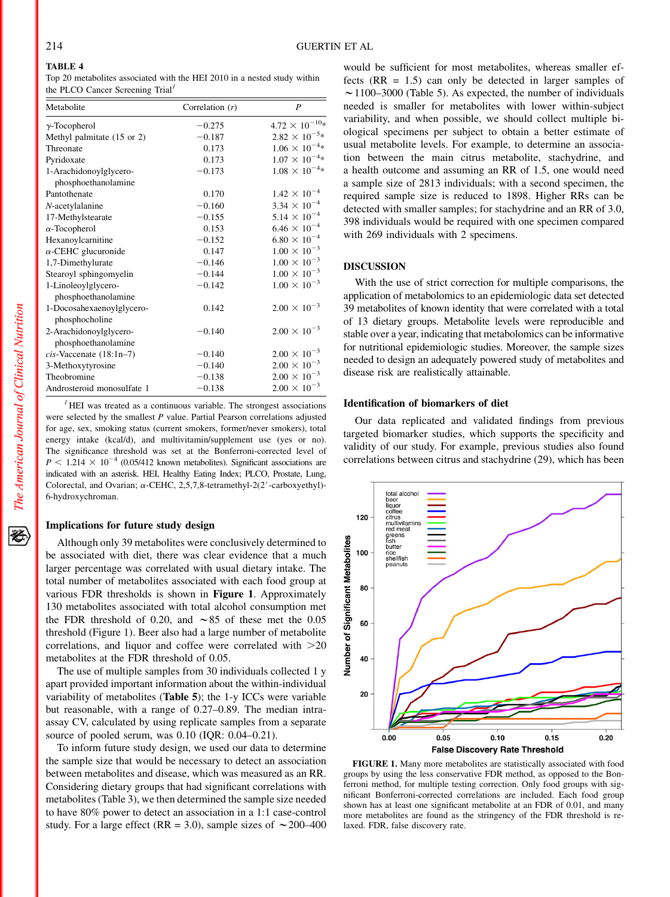**TABLE 4**

Top 20 metabolites associated with the HEI 2010 in a nested study within the PLCO Cancer Screening Trial[1]

| Metabolite | Correlation (*r*) | *P* |
|---|---|---|
| γ-Tocopherol | −0.275 | $4.72 \times 10^{-10}$* |
| Methyl palmitate (15 or 2) | −0.187 | $2.82 \times 10^{-5}$* |
| Threonate | 0.173 | $1.06 \times 10^{-4}$* |
| Pyridoxate | 0.173 | $1.07 \times 10^{-4}$* |
| 1-Arachidonoylglycero-phosphoethanolamine | −0.173 | $1.08 \times 10^{-4}$* |
| Pantothenate | 0.170 | $1.42 \times 10^{-4}$ |
| *N*-acetylalanine | −0.160 | $3.34 \times 10^{-4}$ |
| 17-Methylstearate | −0.155 | $5.14 \times 10^{-4}$ |
| α-Tocopherol | 0.153 | $6.46 \times 10^{-4}$ |
| Hexanoylcarnitine | −0.152 | $6.80 \times 10^{-4}$ |
| α-CEHC glucuronide | 0.147 | $1.00 \times 10^{-3}$ |
| 1,7-Dimethylurate | −0.146 | $1.00 \times 10^{-3}$ |
| Stearoyl sphingomyelin | −0.144 | $1.00 \times 10^{-3}$ |
| 1-Linoleoylglycero-phosphoethanolamine | −0.142 | $1.00 \times 10^{-3}$ |
| 1-Docosahexaenoylglycero-phosphocholine | 0.142 | $2.00 \times 10^{-3}$ |
| 2-Arachidonoylglycero-phosphoethanolamine | −0.140 | $2.00 \times 10^{-3}$ |
| *cis*-Vaccenate (18:1n–7) | −0.140 | $2.00 \times 10^{-3}$ |
| 3-Methoxytyrosine | −0.140 | $2.00 \times 10^{-3}$ |
| Theobromine | −0.138 | $2.00 \times 10^{-3}$ |
| Androsteroid monosulfate 1 | −0.138 | $2.00 \times 10^{-3}$ |

[1] HEI was treated as a continuous variable. The strongest associations were selected by the smallest *P* value. Partial Pearson correlations adjusted for age, sex, smoking status (current smokers, former/never smokers), total energy intake (kcal/d), and multivitamin/supplement use (yes or no). The significance threshold was set at the Bonferroni-corrected level of $P < 1.214 \times 10^{-4}$ (0.05/412 known metabolites). Significant associations are indicated with an asterisk. HEI, Healthy Eating Index; PLCO, Prostate, Lung, Colorectal, and Ovarian; α-CEHC, 2,5,7,8-tetramethyl-2(2′-carboxyethyl)-6-hydroxychroman.

### Implications for future study design

Although only 39 metabolites were conclusively determined to be associated with diet, there was clear evidence that a much larger percentage was correlated with usual dietary intake. The total number of metabolites associated with each food group at various FDR thresholds is shown in **Figure 1**. Approximately 130 metabolites associated with total alcohol consumption met the FDR threshold of 0.20, and ∼85 of these met the 0.05 threshold (Figure 1). Beer also had a large number of metabolite correlations, and liquor and coffee were correlated with >20 metabolites at the FDR threshold of 0.05.

The use of multiple samples from 30 individuals collected 1 y apart provided important information about the within-individual variability of metabolites (**Table 5**); the 1-y ICCs were variable but reasonable, with a range of 0.27–0.89. The median intra-assay CV, calculated by using replicate samples from a separate source of pooled serum, was 0.10 (IQR: 0.04–0.21).

To inform future study design, we used our data to determine the sample size that would be necessary to detect an association between metabolites and disease, which was measured as an RR. Considering dietary groups that had significant correlations with metabolites (Table 3), we then determined the sample size needed to have 80% power to detect an association in a 1:1 case-control study. For a large effect (RR = 3.0), sample sizes of ∼200–400 would be sufficient for most metabolites, whereas smaller effects (RR = 1.5) can only be detected in larger samples of ∼1100–3000 (Table 5). As expected, the number of individuals needed is smaller for metabolites with lower within-subject variability, and when possible, we should collect multiple biological specimens per subject to obtain a better estimate of usual metabolite levels. For example, to determine an association between the main citrus metabolite, stachydrine, and a health outcome and assuming an RR of 1.5, one would need a sample size of 2813 individuals; with a second specimen, the required sample size is reduced to 1898. Higher RRs can be detected with smaller samples; for stachydrine and an RR of 3.0, 398 individuals would be required with one specimen compared with 269 individuals with 2 specimens.

## DISCUSSION

With the use of strict correction for multiple comparisons, the application of metabolomics to an epidemiologic data set detected 39 metabolites of known identity that were correlated with a total of 13 dietary groups. Metabolite levels were reproducible and stable over a year, indicating that metabolomics can be informative for nutritional epidemiologic studies. Moreover, the sample sizes needed to design an adequately powered study of metabolites and disease risk are realistically attainable.

### Identification of biomarkers of diet

Our data replicated and validated findings from previous targeted biomarker studies, which supports the specificity and validity of our study. For example, previous studies also found correlations between citrus and stachydrine (29), which has been

**FIGURE 1.** Many more metabolites are statistically associated with food groups by using the less conservative FDR method, as opposed to the Bonferroni method, for multiple testing correction. Only food groups with significant Bonferroni-corrected correlations are included. Each food group shown has at least one significant metabolite at an FDR of 0.01, and many more metabolites are found as the stringency of the FDR threshold is relaxed. FDR, false discovery rate.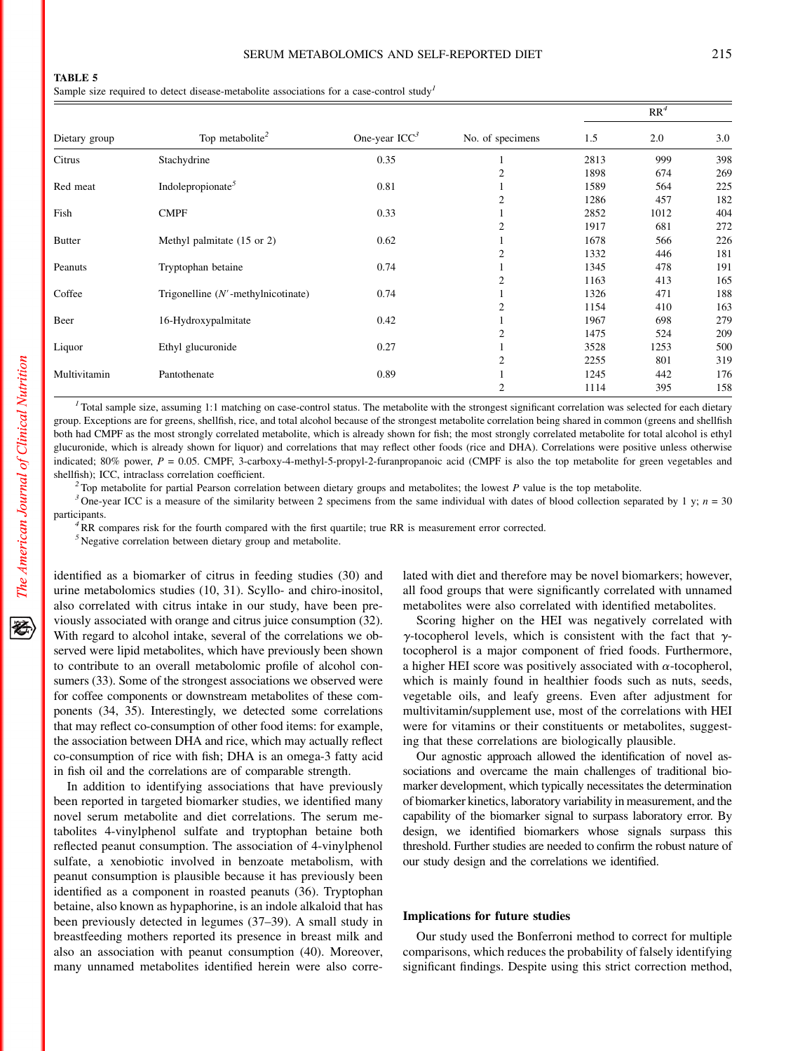**TABLE 5**
Sample size required to detect disease-metabolite associations for a case-control study[1]

| Dietary group | Top metabolite[2] | One-year ICC[3] | No. of specimens | RR[4] 1.5 | 2.0 | 3.0 |
|---|---|---|---|---|---|---|
| Citrus | Stachydrine | 0.35 | 1 | 2813 | 999 | 398 |
| | | | 2 | 1898 | 674 | 269 |
| Red meat | Indolepropionate[5] | 0.81 | 1 | 1589 | 564 | 225 |
| | | | 2 | 1286 | 457 | 182 |
| Fish | CMPF | 0.33 | 1 | 2852 | 1012 | 404 |
| | | | 2 | 1917 | 681 | 272 |
| Butter | Methyl palmitate (15 or 2) | 0.62 | 1 | 1678 | 566 | 226 |
| | | | 2 | 1332 | 446 | 181 |
| Peanuts | Tryptophan betaine | 0.74 | 1 | 1345 | 478 | 191 |
| | | | 2 | 1163 | 413 | 165 |
| Coffee | Trigonelline ($N'$-methylnicotinate) | 0.74 | 1 | 1326 | 471 | 188 |
| | | | 2 | 1154 | 410 | 163 |
| Beer | 16-Hydroxypalmitate | 0.42 | 1 | 1967 | 698 | 279 |
| | | | 2 | 1475 | 524 | 209 |
| Liquor | Ethyl glucuronide | 0.27 | 1 | 3528 | 1253 | 500 |
| | | | 2 | 2255 | 801 | 319 |
| Multivitamin | Pantothenate | 0.89 | 1 | 1245 | 442 | 176 |
| | | | 2 | 1114 | 395 | 158 |

[1] Total sample size, assuming 1:1 matching on case-control status. The metabolite with the strongest significant correlation was selected for each dietary group. Exceptions are for greens, shellfish, rice, and total alcohol because of the strongest metabolite correlation being shared in common (greens and shellfish both had CMPF as the most strongly correlated metabolite, which is already shown for fish; the most strongly correlated metabolite for total alcohol is ethyl glucuronide, which is already shown for liquor) and correlations that may reflect other foods (rice and DHA). Correlations were positive unless otherwise indicated; 80% power, $P = 0.05$. CMPF, 3-carboxy-4-methyl-5-propyl-2-furanpropanoic acid (CMPF is also the top metabolite for green vegetables and shellfish); ICC, intraclass correlation coefficient.

[2] Top metabolite for partial Pearson correlation between dietary groups and metabolites; the lowest $P$ value is the top metabolite.

[3] One-year ICC is a measure of the similarity between 2 specimens from the same individual with dates of blood collection separated by 1 y; $n = 30$ participants.

[4] RR compares risk for the fourth compared with the first quartile; true RR is measurement error corrected.

[5] Negative correlation between dietary group and metabolite.

identified as a biomarker of citrus in feeding studies (30) and urine metabolomics studies (10, 31). Scyllo- and chiro-inositol, also correlated with citrus intake in our study, have been previously associated with orange and citrus juice consumption (32). With regard to alcohol intake, several of the correlations we observed were lipid metabolites, which have previously been shown to contribute to an overall metabolomic profile of alcohol consumers (33). Some of the strongest associations we observed were for coffee components or downstream metabolites of these components (34, 35). Interestingly, we detected some correlations that may reflect co-consumption of other food items: for example, the association between DHA and rice, which may actually reflect co-consumption of rice with fish; DHA is an omega-3 fatty acid in fish oil and the correlations are of comparable strength.

In addition to identifying associations that have previously been reported in targeted biomarker studies, we identified many novel serum metabolite and diet correlations. The serum metabolites 4-vinylphenol sulfate and tryptophan betaine both reflected peanut consumption. The association of 4-vinylphenol sulfate, a xenobiotic involved in benzoate metabolism, with peanut consumption is plausible because it has previously been identified as a component in roasted peanuts (36). Tryptophan betaine, also known as hypaphorine, is an indole alkaloid that has been previously detected in legumes (37–39). A small study in breastfeeding mothers reported its presence in breast milk and also an association with peanut consumption (40). Moreover, many unnamed metabolites identified herein were also correlated with diet and therefore may be novel biomarkers; however, all food groups that were significantly correlated with unnamed metabolites were also correlated with identified metabolites.

Scoring higher on the HEI was negatively correlated with $\gamma$-tocopherol levels, which is consistent with the fact that $\gamma$-tocopherol is a major component of fried foods. Furthermore, a higher HEI score was positively associated with $\alpha$-tocopherol, which is mainly found in healthier foods such as nuts, seeds, vegetable oils, and leafy greens. Even after adjustment for multivitamin/supplement use, most of the correlations with HEI were for vitamins or their constituents or metabolites, suggesting that these correlations are biologically plausible.

Our agnostic approach allowed the identification of novel associations and overcame the main challenges of traditional biomarker development, which typically necessitates the determination of biomarker kinetics, laboratory variability in measurement, and the capability of the biomarker signal to surpass laboratory error. By design, we identified biomarkers whose signals surpass this threshold. Further studies are needed to confirm the robust nature of our study design and the correlations we identified.

## Implications for future studies

Our study used the Bonferroni method to correct for multiple comparisons, which reduces the probability of falsely identifying significant findings. Despite using this strict correction method,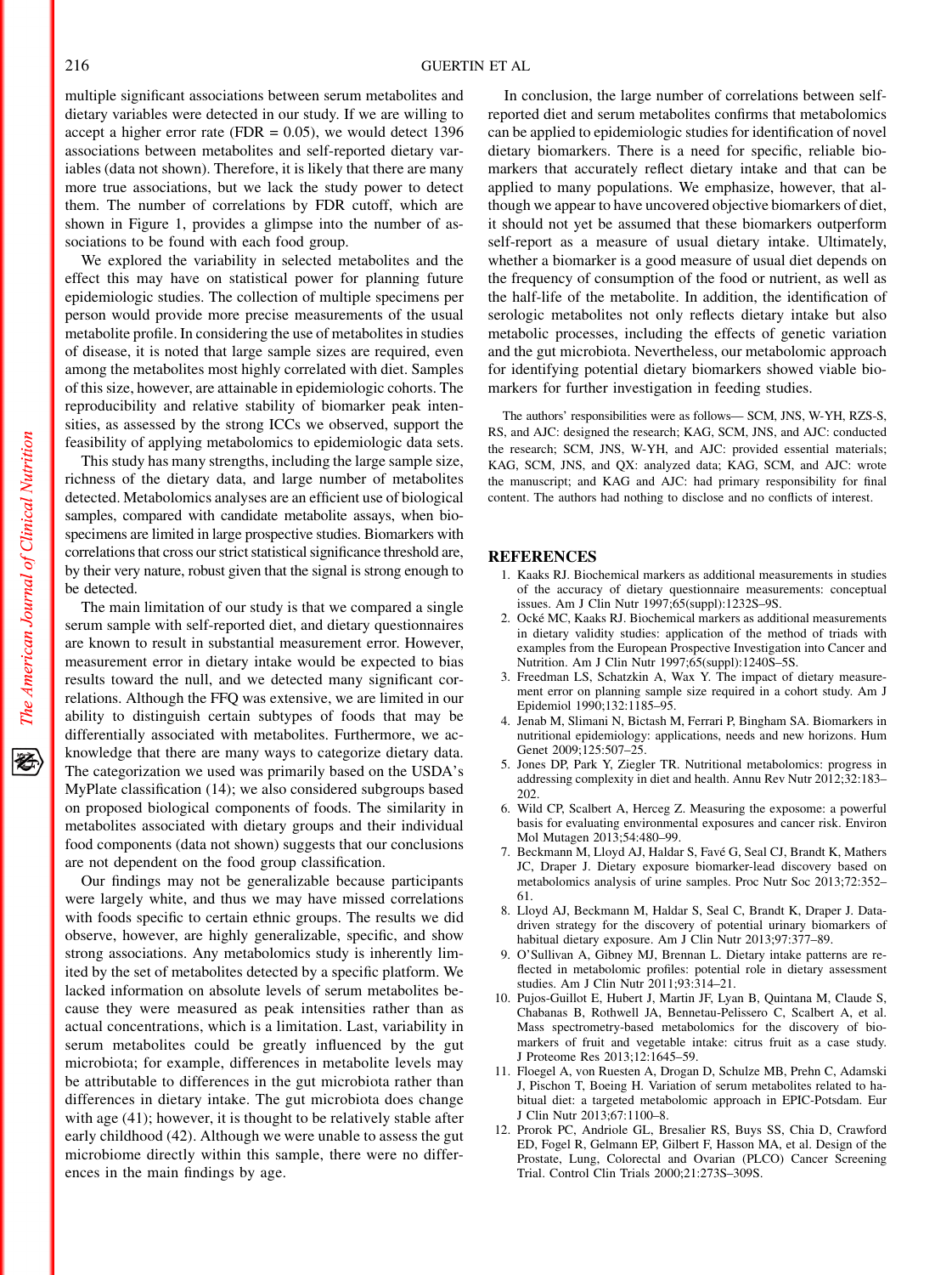multiple significant associations between serum metabolites and dietary variables were detected in our study. If we are willing to accept a higher error rate (FDR = 0.05), we would detect 1396 associations between metabolites and self-reported dietary variables (data not shown). Therefore, it is likely that there are many more true associations, but we lack the study power to detect them. The number of correlations by FDR cutoff, which are shown in Figure 1, provides a glimpse into the number of associations to be found with each food group.

We explored the variability in selected metabolites and the effect this may have on statistical power for planning future epidemiologic studies. The collection of multiple specimens per person would provide more precise measurements of the usual metabolite profile. In considering the use of metabolites in studies of disease, it is noted that large sample sizes are required, even among the metabolites most highly correlated with diet. Samples of this size, however, are attainable in epidemiologic cohorts. The reproducibility and relative stability of biomarker peak intensities, as assessed by the strong ICCs we observed, support the feasibility of applying metabolomics to epidemiologic data sets.

This study has many strengths, including the large sample size, richness of the dietary data, and large number of metabolites detected. Metabolomics analyses are an efficient use of biological samples, compared with candidate metabolite assays, when biospecimens are limited in large prospective studies. Biomarkers with correlations that cross our strict statistical significance threshold are, by their very nature, robust given that the signal is strong enough to be detected.

The main limitation of our study is that we compared a single serum sample with self-reported diet, and dietary questionnaires are known to result in substantial measurement error. However, measurement error in dietary intake would be expected to bias results toward the null, and we detected many significant correlations. Although the FFQ was extensive, we are limited in our ability to distinguish certain subtypes of foods that may be differentially associated with metabolites. Furthermore, we acknowledge that there are many ways to categorize dietary data. The categorization we used was primarily based on the USDA's MyPlate classification (14); we also considered subgroups based on proposed biological components of foods. The similarity in metabolites associated with dietary groups and their individual food components (data not shown) suggests that our conclusions are not dependent on the food group classification.

Our findings may not be generalizable because participants were largely white, and thus we may have missed correlations with foods specific to certain ethnic groups. The results we did observe, however, are highly generalizable, specific, and show strong associations. Any metabolomics study is inherently limited by the set of metabolites detected by a specific platform. We lacked information on absolute levels of serum metabolites because they were measured as peak intensities rather than as actual concentrations, which is a limitation. Last, variability in serum metabolites could be greatly influenced by the gut microbiota; for example, differences in metabolite levels may be attributable to differences in the gut microbiota rather than differences in dietary intake. The gut microbiota does change with age (41); however, it is thought to be relatively stable after early childhood (42). Although we were unable to assess the gut microbiome directly within this sample, there were no differences in the main findings by age.

In conclusion, the large number of correlations between self-reported diet and serum metabolites confirms that metabolomics can be applied to epidemiologic studies for identification of novel dietary biomarkers. There is a need for specific, reliable biomarkers that accurately reflect dietary intake and that can be applied to many populations. We emphasize, however, that although we appear to have uncovered objective biomarkers of diet, it should not yet be assumed that these biomarkers outperform self-report as a measure of usual dietary intake. Ultimately, whether a biomarker is a good measure of usual diet depends on the frequency of consumption of the food or nutrient, as well as the half-life of the metabolite. In addition, the identification of serologic metabolites not only reflects dietary intake but also metabolic processes, including the effects of genetic variation and the gut microbiota. Nevertheless, our metabolomic approach for identifying potential dietary biomarkers showed viable biomarkers for further investigation in feeding studies.

The authors' responsibilities were as follows— SCM, JNS, W-YH, RZS-S, RS, and AJC: designed the research; KAG, SCM, JNS, and AJC: conducted the research; SCM, JNS, W-YH, and AJC: provided essential materials; KAG, SCM, JNS, and QX: analyzed data; KAG, SCM, and AJC: wrote the manuscript; and KAG and AJC: had primary responsibility for final content. The authors had nothing to disclose and no conflicts of interest.

## REFERENCES

1. Kaaks RJ. Biochemical markers as additional measurements in studies of the accuracy of dietary questionnaire measurements: conceptual issues. Am J Clin Nutr 1997;65(suppl):1232S–9S.
2. Ocké MC, Kaaks RJ. Biochemical markers as additional measurements in dietary validity studies: application of the method of triads with examples from the European Prospective Investigation into Cancer and Nutrition. Am J Clin Nutr 1997;65(suppl):1240S–5S.
3. Freedman LS, Schatzkin A, Wax Y. The impact of dietary measurement error on planning sample size required in a cohort study. Am J Epidemiol 1990;132:1185–95.
4. Jenab M, Slimani N, Bictash M, Ferrari P, Bingham SA. Biomarkers in nutritional epidemiology: applications, needs and new horizons. Hum Genet 2009;125:507–25.
5. Jones DP, Park Y, Ziegler TR. Nutritional metabolomics: progress in addressing complexity in diet and health. Annu Rev Nutr 2012;32:183–202.
6. Wild CP, Scalbert A, Herceg Z. Measuring the exposome: a powerful basis for evaluating environmental exposures and cancer risk. Environ Mol Mutagen 2013;54:480–99.
7. Beckmann M, Lloyd AJ, Haldar S, Favé G, Seal CJ, Brandt K, Mathers JC, Draper J. Dietary exposure biomarker-lead discovery based on metabolomics analysis of urine samples. Proc Nutr Soc 2013;72:352–61.
8. Lloyd AJ, Beckmann M, Haldar S, Seal C, Brandt K, Draper J. Data-driven strategy for the discovery of potential urinary biomarkers of habitual dietary exposure. Am J Clin Nutr 2013;97:377–89.
9. O'Sullivan A, Gibney MJ, Brennan L. Dietary intake patterns are reflected in metabolomic profiles: potential role in dietary assessment studies. Am J Clin Nutr 2011;93:314–21.
10. Pujos-Guillot E, Hubert J, Martin JF, Lyan B, Quintana M, Claude S, Chabanas B, Rothwell JA, Bennetau-Pelissero C, Scalbert A, et al. Mass spectrometry-based metabolomics for the discovery of biomarkers of fruit and vegetable intake: citrus fruit as a case study. J Proteome Res 2013;12:1645–59.
11. Floegel A, von Ruesten A, Drogan D, Schulze MB, Prehn C, Adamski J, Pischon T, Boeing H. Variation of serum metabolites related to habitual diet: a targeted metabolomic approach in EPIC-Potsdam. Eur J Clin Nutr 2013;67:1100–8.
12. Prorok PC, Andriole GL, Bresalier RS, Buys SS, Chia D, Crawford ED, Fogel R, Gelmann EP, Gilbert F, Hasson MA, et al. Design of the Prostate, Lung, Colorectal and Ovarian (PLCO) Cancer Screening Trial. Control Clin Trials 2000;21:273S–309S.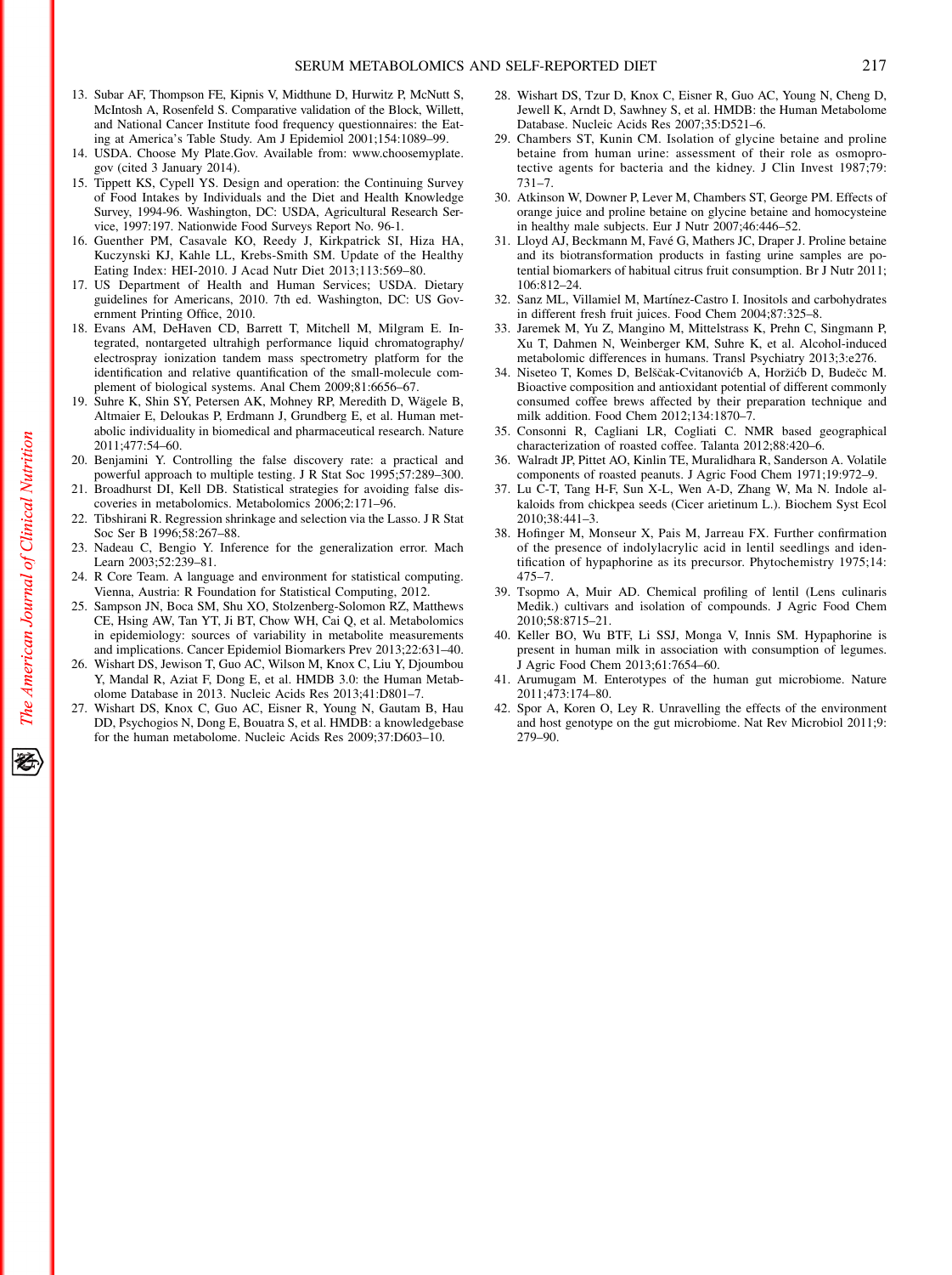13. Subar AF, Thompson FE, Kipnis V, Midthune D, Hurwitz P, McNutt S, McIntosh A, Rosenfeld S. Comparative validation of the Block, Willett, and National Cancer Institute food frequency questionnaires: the Eating at America's Table Study. Am J Epidemiol 2001;154:1089–99.
14. USDA. Choose My Plate.Gov. Available from: www.choosemyplate.gov (cited 3 January 2014).
15. Tippett KS, Cypell YS. Design and operation: the Continuing Survey of Food Intakes by Individuals and the Diet and Health Knowledge Survey, 1994-96. Washington, DC: USDA, Agricultural Research Service, 1997:197. Nationwide Food Surveys Report No. 96-1.
16. Guenther PM, Casavale KO, Reedy J, Kirkpatrick SI, Hiza HA, Kuczynski KJ, Kahle LL, Krebs-Smith SM. Update of the Healthy Eating Index: HEI-2010. J Acad Nutr Diet 2013;113:569–80.
17. US Department of Health and Human Services; USDA. Dietary guidelines for Americans, 2010. 7th ed. Washington, DC: US Government Printing Office, 2010.
18. Evans AM, DeHaven CD, Barrett T, Mitchell M, Milgram E. Integrated, nontargeted ultrahigh performance liquid chromatography/electrospray ionization tandem mass spectrometry platform for the identification and relative quantification of the small-molecule complement of biological systems. Anal Chem 2009;81:6656–67.
19. Suhre K, Shin SY, Petersen AK, Mohney RP, Meredith D, Wägele B, Altmaier E, Deloukas P, Erdmann J, Grundberg E, et al. Human metabolic individuality in biomedical and pharmaceutical research. Nature 2011;477:54–60.
20. Benjamini Y. Controlling the false discovery rate: a practical and powerful approach to multiple testing. J R Stat Soc 1995;57:289–300.
21. Broadhurst DI, Kell DB. Statistical strategies for avoiding false discoveries in metabolomics. Metabolomics 2006;2:171–96.
22. Tibshirani R. Regression shrinkage and selection via the Lasso. J R Stat Soc Ser B 1996;58:267–88.
23. Nadeau C, Bengio Y. Inference for the generalization error. Mach Learn 2003;52:239–81.
24. R Core Team. A language and environment for statistical computing. Vienna, Austria: R Foundation for Statistical Computing, 2012.
25. Sampson JN, Boca SM, Shu XO, Stolzenberg-Solomon RZ, Matthews CE, Hsing AW, Tan YT, Ji BT, Chow WH, Cai Q, et al. Metabolomics in epidemiology: sources of variability in metabolite measurements and implications. Cancer Epidemiol Biomarkers Prev 2013;22:631–40.
26. Wishart DS, Jewison T, Guo AC, Wilson M, Knox C, Liu Y, Djoumbou Y, Mandal R, Aziat F, Dong E, et al. HMDB 3.0: the Human Metabolome Database in 2013. Nucleic Acids Res 2013;41:D801–7.
27. Wishart DS, Knox C, Guo AC, Eisner R, Young N, Gautam B, Hau DD, Psychogios N, Dong E, Bouatra S, et al. HMDB: a knowledgebase for the human metabolome. Nucleic Acids Res 2009;37:D603–10.
28. Wishart DS, Tzur D, Knox C, Eisner R, Guo AC, Young N, Cheng D, Jewell K, Arndt D, Sawhney S, et al. HMDB: the Human Metabolome Database. Nucleic Acids Res 2007;35:D521–6.
29. Chambers ST, Kunin CM. Isolation of glycine betaine and proline betaine from human urine: assessment of their role as osmoprotective agents for bacteria and the kidney. J Clin Invest 1987;79:731–7.
30. Atkinson W, Downer P, Lever M, Chambers ST, George PM. Effects of orange juice and proline betaine on glycine betaine and homocysteine in healthy male subjects. Eur J Nutr 2007;46:446–52.
31. Lloyd AJ, Beckmann M, Favé G, Mathers JC, Draper J. Proline betaine and its biotransformation products in fasting urine samples are potential biomarkers of habitual citrus fruit consumption. Br J Nutr 2011;106:812–24.
32. Sanz ML, Villamiel M, Martínez-Castro I. Inositols and carbohydrates in different fresh fruit juices. Food Chem 2004;87:325–8.
33. Jaremek M, Yu Z, Mangino M, Mittelstrass K, Prehn C, Singmann P, Xu T, Dahmen N, Weinberger KM, Suhre K, et al. Alcohol-induced metabolomic differences in humans. Transl Psychiatry 2013;3:e276.
34. Niseteo T, Komes D, Belščak-Cvitanovićb A, Horžićb D, Budečc M. Bioactive composition and antioxidant potential of different commonly consumed coffee brews affected by their preparation technique and milk addition. Food Chem 2012;134:1870–7.
35. Consonni R, Cagliani LR, Cogliati C. NMR based geographical characterization of roasted coffee. Talanta 2012;88:420–6.
36. Walradt JP, Pittet AO, Kinlin TE, Muralidhara R, Sanderson A. Volatile components of roasted peanuts. J Agric Food Chem 1971;19:972–9.
37. Lu C-T, Tang H-F, Sun X-L, Wen A-D, Zhang W, Ma N. Indole alkaloids from chickpea seeds (Cicer arietinum L.). Biochem Syst Ecol 2010;38:441–3.
38. Hofinger M, Monseur X, Pais M, Jarreau FX. Further confirmation of the presence of indolylacrylic acid in lentil seedlings and identification of hypaphorine as its precursor. Phytochemistry 1975;14:475–7.
39. Tsopmo A, Muir AD. Chemical profiling of lentil (Lens culinaris Medik.) cultivars and isolation of compounds. J Agric Food Chem 2010;58:8715–21.
40. Keller BO, Wu BTF, Li SSJ, Monga V, Innis SM. Hypaphorine is present in human milk in association with consumption of legumes. J Agric Food Chem 2013;61:7654–60.
41. Arumugam M. Enterotypes of the human gut microbiome. Nature 2011;473:174–80.
42. Spor A, Koren O, Ley R. Unravelling the effects of the environment and host genotype on the gut microbiome. Nat Rev Microbiol 2011;9:279–90.